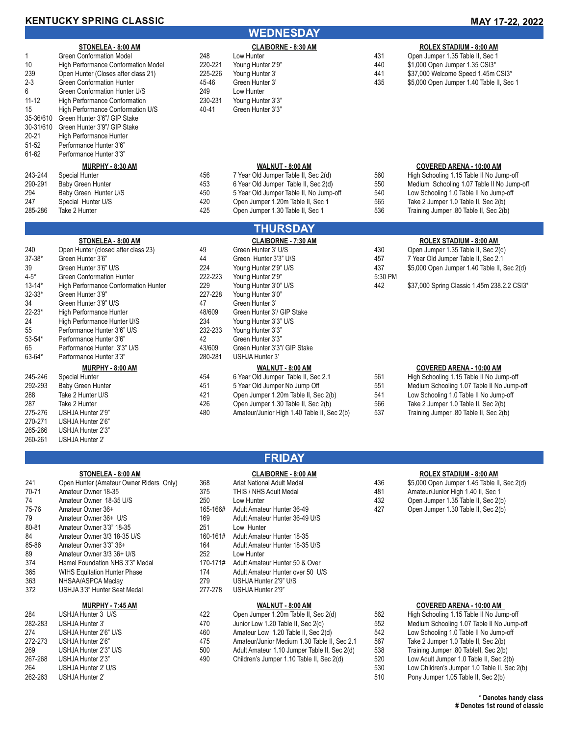# KENTUCKY SPRING CLASSIC

**MAY 17-22, 2022**

## WEDNESDAY

### STONELEA - 8:00 AM

| Class | Description |
|---|---|
| 1 | Green Conformation Model |
| 10 | High Performance Conformation Model |
| 239 | Open Hunter (Closes after class 21) |
| 2-3 | Green Conformation Hunter |
| 6 | Green Conformation Hunter U/S |
| 11-12 | High Performance Conformation |
| 15 | High Performance Conformation U/S |
| 35-36/610 | Green Hunter 3'6"/ GIP Stake |
| 30-31/610 | Green Hunter 3'9"/ GIP Stake |
| 20-21 | High Performance Hunter |
| 51-52 | Performance Hunter 3'6" |
| 61-62 | Performance Hunter 3'3" |

### CLAIBORNE - 8:30 AM

| Class | Description |
|---|---|
| 248 | Low Hunter |
| 220-221 | Young Hunter 2'9" |
| 225-226 | Young Hunter 3' |
| 45-46 | Green Hunter 3' |
| 249 | Low Hunter |
| 230-231 | Young Hunter 3'3" |
| 40-41 | Green Hunter 3'3" |

### ROLEX STADIUM - 8:00 AM

| Class | Description |
|---|---|
| 431 | Open Jumper 1.35 Table II, Sec 1 |
| 440 | $1,000 Open Jumper 1.35 CSI3* |
| 441 | $37,000 Welcome Speed 1.45m CSI3* |
| 435 | $5,000 Open Jumper 1.40 Table II, Sec 1 |

### MURPHY - 8:30 AM

| Class | Description |
|---|---|
| 243-244 | Special Hunter |
| 290-291 | Baby Green Hunter |
| 294 | Baby Green Hunter U/S |
| 247 | Special Hunter U/S |
| 285-286 | Take 2 Hunter |

### WALNUT - 8:00 AM

| Class | Description |
|---|---|
| 456 | 7 Year Old Jumper Table II, Sec 2(d) |
| 453 | 6 Year Old Jumper Table II, Sec 2(d) |
| 450 | 5 Year Old Jumper Table II, No Jump-off |
| 420 | Open Jumper 1.20m Table II, Sec 1 |
| 425 | Open Jumper 1.30 Table II, Sec 1 |

### COVERED ARENA - 10:00 AM

| Class | Description |
|---|---|
| 560 | High Schooling 1.15 Table II No Jump-off |
| 550 | Medium Schooling 1.07 Table II No Jump-off |
| 540 | Low Schooling 1.0 Table II No Jump-off |
| 565 | Take 2 Jumper 1.0 Table II, Sec 2(b) |
| 536 | Training Jumper .80 Table II, Sec 2(b) |

## THURSDAY

### STONELEA - 8:00 AM

| Class | Description |
|---|---|
| 240 | Open Hunter (closed after class 23) |
| 37-38* | Green Hunter 3'6" |
| 39 | Green Hunter 3'6" U/S |
| 4-5* | Green Conformation Hunter |
| 13-14* | High Performance Conformation Hunter |
| 32-33* | Green Hunter 3'9" |
| 34 | Green Hunter 3'9" U/S |
| 22-23* | High Performance Hunter |
| 24 | High Performance Hunter U/S |
| 55 | Performance Hunter 3'6" U/S |
| 53-54* | Performance Hunter 3'6" |
| 65 | Performance Hunter 3'3" U/S |
| 63-64* | Performance Hunter 3'3" |

### CLAIBORNE - 7:30 AM

| Class | Description |
|---|---|
| 49 | Green Hunter 3' U/S |
| 44 | Green Hunter 3'3" U/S |
| 224 | Young Hunter 2'9" U/S |
| 222-223 | Young Hunter 2'9" |
| 229 | Young Hunter 3'0" U/S |
| 227-228 | Young Hunter 3'0" |
| 47 | Green Hunter 3' |
| 48/609 | Green Hunter 3'/ GIP Stake |
| 234 | Young Hunter 3'3" U/S |
| 232-233 | Young Hunter 3'3" |
| 42 | Green Hunter 3'3" |
| 43/609 | Green Hunter 3'3"/ GIP Stake |
| 280-281 | USHJA Hunter 3' |

### ROLEX STADIUM - 8:00 AM

| Class | Description |
|---|---|
| 430 | Open Jumper 1.35 Table II, Sec 2(d) |
| 457 | 7 Year Old Jumper Table II, Sec 2.1 |
| 437 | $5,000 Open Jumper 1.40 Table II, Sec 2(d) |
| 5:30 PM | |
| 442 | $37,000 Spring Classic 1.45m 238.2.2 CSI3* |

### MURPHY - 8:00 AM

| Class | Description |
|---|---|
| 245-246 | Special Hunter |
| 292-293 | Baby Green Hunter |
| 288 | Take 2 Hunter U/S |
| 287 | Take 2 Hunter |
| 275-276 | USHJA Hunter 2'9" |
| 270-271 | USHJA Hunter 2'6" |
| 265-266 | USHJA Hunter 2'3" |
| 260-261 | USHJA Hunter 2' |

### WALNUT - 8:00 AM

| Class | Description |
|---|---|
| 454 | 6 Year Old Jumper Table II, Sec 2.1 |
| 451 | 5 Year Old Jumper No Jump Off |
| 421 | Open Jumper 1.20m Table II, Sec 2(b) |
| 426 | Open Jumper 1.30 Table II, Sec 2(b) |
| 480 | Amateur/Junior High 1.40 Table II, Sec 2(b) |

### COVERED ARENA - 10:00 AM

| Class | Description |
|---|---|
| 561 | High Schooling 1.15 Table II No Jump-off |
| 551 | Medium Schooling 1.07 Table II No Jump-off |
| 541 | Low Schooling 1.0 Table II No Jump-off |
| 566 | Take 2 Jumper 1.0 Table II, Sec 2(b) |
| 537 | Training Jumper .80 Table II, Sec 2(b) |

## FRIDAY

### STONELEA - 8:00 AM

| Class | Description |
|---|---|
| 241 | Open Hunter (Amateur Owner Riders Only) |
| 70-71 | Amateur Owner 18-35 |
| 74 | Amateur Owner 18-35 U/S |
| 75-76 | Amateur Owner 36+ |
| 79 | Amateur Owner 36+ U/S |
| 80-81 | Amateur Owner 3'3" 18-35 |
| 84 | Amateur Owner 3/3 18-35 U/S |
| 85-86 | Amateur Owner 3'3" 36+ |
| 89 | Amateur Owner 3/3 36+ U/S |
| 374 | Hamel Foundation NHS 3'3" Medal |
| 365 | WIHS Equitation Hunter Phase |
| 363 | NHSAA/ASPCA Maclay |
| 372 | USHJA 3'3" Hunter Seat Medal |

### CLAIBORNE - 8:00 AM

| Class | Description |
|---|---|
| 368 | Ariat National Adult Medal |
| 375 | THIS / NHS Adult Medal |
| 250 | Low Hunter |
| 165-166# | Adult Amateur Hunter 36-49 |
| 169 | Adult Amateur Hunter 36-49 U/S |
| 251 | Low Hunter |
| 160-161# | Adult Amateur Hunter 18-35 |
| 164 | Adult Amateur Hunter 18-35 U/S |
| 252 | Low Hunter |
| 170-171# | Adult Amateur Hunter 50 & Over |
| 174 | Adult Amateur Hunter over 50 U/S |
| 279 | USHJA Hunter 2'9" U/S |
| 277-278 | USHJA Hunter 2'9" |

### ROLEX STADIUM - 8:00 AM

| Class | Description |
|---|---|
| 436 | $5,000 Open Jumper 1.45 Table II, Sec 2(d) |
| 481 | Amateur/Junior High 1.40 II, Sec 1 |
| 432 | Open Jumper 1.35 Table II, Sec 2(b) |
| 427 | Open Jumper 1.30 Table II, Sec 2(b) |

### MURPHY - 7:45 AM

| Class | Description |
|---|---|
| 284 | USHJA Hunter 3 U/S |
| 282-283 | USHJA Hunter 3' |
| 274 | USHJA Hunter 2'6" U/S |
| 272-273 | USHJA Hunter 2'6" |
| 269 | USHJA Hunter 2'3" U/S |
| 267-268 | USHJA Hunter 2'3" |
| 264 | USHJA Hunter 2' U/S |
| 262-263 | USHJA Hunter 2' |

### WALNUT - 8:00 AM

| Class | Description |
|---|---|
| 422 | Open Jumper 1.20m Table II, Sec 2(d) |
| 470 | Junior Low 1.20 Table II, Sec 2(d) |
| 460 | Amateur Low 1.20 Table II, Sec 2(d) |
| 475 | Amateur/Junior Medium 1.30 Table II, Sec 2.1 |
| 500 | Adult Amateur 1.10 Jumper Table II, Sec 2(d) |
| 490 | Children's Jumper 1.10 Table II, Sec 2(d) |

### COVERED ARENA - 10:00 AM

| Class | Description |
|---|---|
| 562 | High Schooling 1.15 Table II No Jump-off |
| 552 | Medium Schooling 1.07 Table II No Jump-off |
| 542 | Low Schooling 1.0 Table II No Jump-off |
| 567 | Take 2 Jumper 1.0 Table II, Sec 2(b) |
| 538 | Training Jumper .80 Table II, Sec 2(b) |
| 520 | Low Adult Jumper 1.0 TableII, Sec 2(b) |
| 530 | Low Children's Jumper 1.0 Table II, Sec 2(b) |
| 510 | Pony Jumper 1.05 Table II, Sec 2(b) |

**\* Denotes handy class**
**# Denotes 1st round of classic**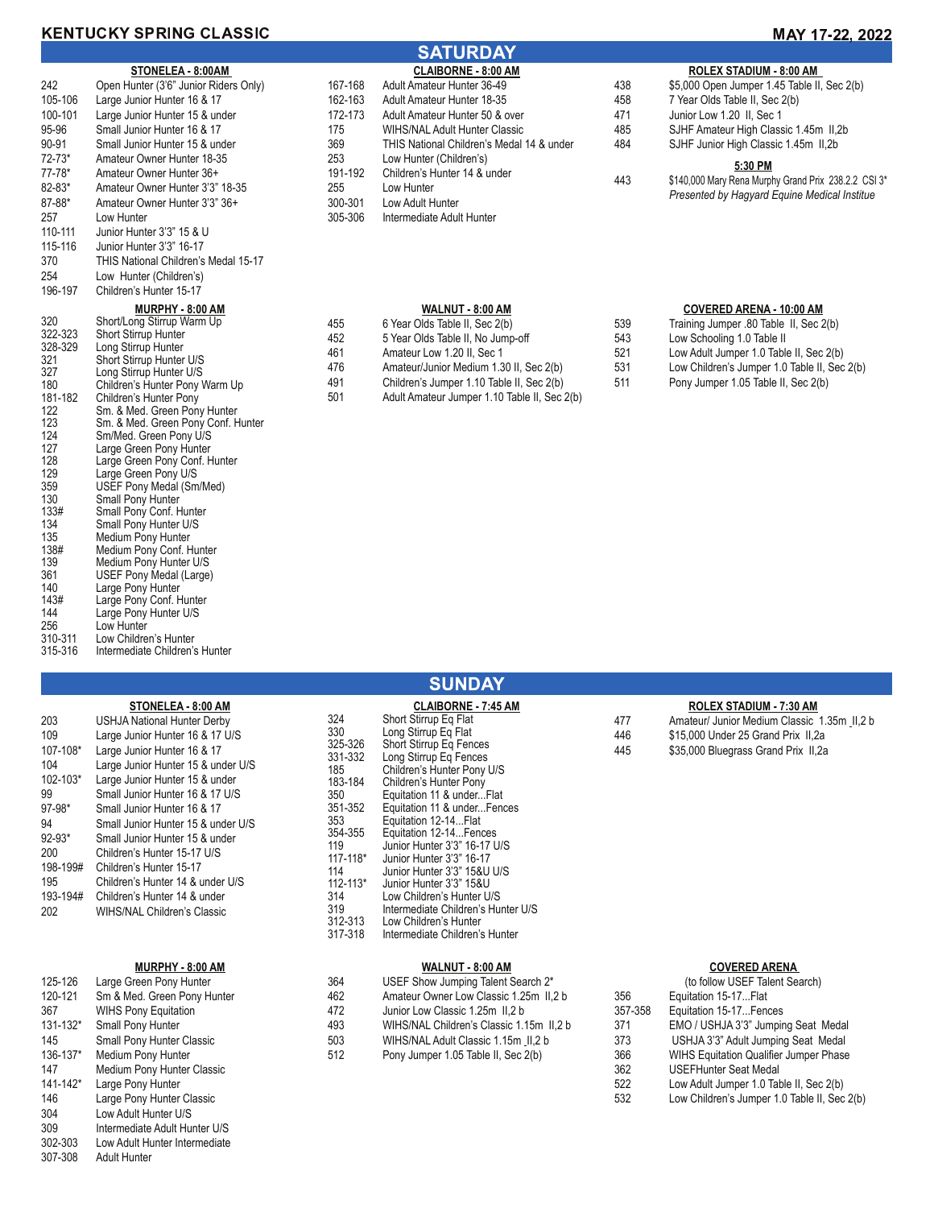# KENTUCKY SPRING CLASSIC

MAY 17-22, 2022

## SATURDAY

### STONELEA - 8:00AM

| | |
|---|---|
| 242 | Open Hunter (3'6" Junior Riders Only) |
| 105-106 | Large Junior Hunter 16 & 17 |
| 100-101 | Large Junior Hunter 15 & under |
| 95-96 | Small Junior Hunter 16 & 17 |
| 90-91 | Small Junior Hunter 15 & under |
| 72-73* | Amateur Owner Hunter 18-35 |
| 77-78* | Amateur Owner Hunter 36+ |
| 82-83* | Amateur Owner Hunter 3'3" 18-35 |
| 87-88* | Amateur Owner Hunter 3'3" 36+ |
| 257 | Low Hunter |
| 110-111 | Junior Hunter 3'3" 15 & U |
| 115-116 | Junior Hunter 3'3" 16-17 |
| 370 | THIS National Children's Medal 15-17 |
| 254 | Low Hunter (Children's) |
| 196-197 | Children's Hunter 15-17 |

### MURPHY - 8:00 AM

| | |
|---|---|
| 320 | Short/Long Stirrup Warm Up |
| 322-323 | Short Stirrup Hunter |
| 328-329 | Long Stirrup Hunter |
| 321 | Short Stirrup Hunter U/S |
| 327 | Long Stirrup Hunter U/S |
| 180 | Children's Hunter Pony Warm Up |
| 181-182 | Children's Hunter Pony |
| 122 | Sm. & Med. Green Pony Hunter |
| 123 | Sm. & Med. Green Pony Conf. Hunter |
| 124 | Sm/Med. Green Pony U/S |
| 127 | Large Green Pony Hunter |
| 128 | Large Green Pony Conf. Hunter |
| 129 | Large Green Pony U/S |
| 359 | USEF Pony Medal (Sm/Med) |
| 130 | Small Pony Hunter |
| 133# | Small Pony Conf. Hunter |
| 134 | Small Pony Hunter U/S |
| 135 | Medium Pony Hunter |
| 138# | Medium Pony Conf. Hunter |
| 139 | Medium Pony Hunter U/S |
| 361 | USEF Pony Medal (Large) |
| 140 | Large Pony Hunter |
| 143# | Large Pony Conf. Hunter |
| 144 | Large Pony Hunter U/S |
| 256 | Low Hunter |
| 310-311 | Low Children's Hunter |
| 315-316 | Intermediate Children's Hunter |

### CLAIBORNE - 8:00 AM

| | |
|---|---|
| 167-168 | Adult Amateur Hunter 36-49 |
| 162-163 | Adult Amateur Hunter 18-35 |
| 172-173 | Adult Amateur Hunter 50 & over |
| 175 | WIHS/NAL Adult Hunter Classic |
| 369 | THIS National Children's Medal 14 & under |
| 253 | Low Hunter (Children's) |
| 191-192 | Children's Hunter 14 & under |
| 255 | Low Hunter |
| 300-301 | Low Adult Hunter |
| 305-306 | Intermediate Adult Hunter |

### WALNUT - 8:00 AM

| | |
|---|---|
| 455 | 6 Year Olds Table II, Sec 2(b) |
| 452 | 5 Year Olds Table II, No Jump-off |
| 461 | Amateur Low 1.20 II, Sec 1 |
| 476 | Amateur/Junior Medium 1.30 II, Sec 2(b) |
| 491 | Children's Jumper 1.10 Table II, Sec 2(b) |
| 501 | Adult Amateur Jumper 1.10 Table II, Sec 2(b) |

### ROLEX STADIUM - 8:00 AM

| | |
|---|---|
| 438 | $5,000 Open Jumper 1.45 Table II, Sec 2(b) |
| 458 | 7 Year Olds Table II, Sec 2(b) |
| 471 | Junior Low 1.20 II, Sec 1 |
| 485 | SJHF Amateur High Classic 1.45m II,2b |
| 484 | SJHF Junior High Classic 1.45m II,2b |

**5:30 PM**

| | |
|---|---|
| 443 | $140,000 Mary Rena Murphy Grand Prix 238.2.2 CSI 3* *Presented by Hagyard Equine Medical Institue* |

### COVERED ARENA - 10:00 AM

| | |
|---|---|
| 539 | Training Jumper .80 Table II, Sec 2(b) |
| 543 | Low Schooling 1.0 Table II |
| 521 | Low Adult Jumper 1.0 Table II, Sec 2(b) |
| 531 | Low Children's Jumper 1.0 Table II, Sec 2(b) |
| 511 | Pony Jumper 1.05 Table II, Sec 2(b) |

## SUNDAY

### STONELEA - 8:00 AM

| | |
|---|---|
| 203 | USHJA National Hunter Derby |
| 109 | Large Junior Hunter 16 & 17 U/S |
| 107-108* | Large Junior Hunter 16 & 17 |
| 104 | Large Junior Hunter 15 & under U/S |
| 102-103* | Large Junior Hunter 15 & under |
| 99 | Small Junior Hunter 16 & 17 U/S |
| 97-98* | Small Junior Hunter 16 & 17 |
| 94 | Small Junior Hunter 15 & under U/S |
| 92-93* | Small Junior Hunter 15 & under |
| 200 | Children's Hunter 15-17 U/S |
| 198-199# | Children's Hunter 15-17 |
| 195 | Children's Hunter 14 & under U/S |
| 193-194# | Children's Hunter 14 & under |
| 202 | WIHS/NAL Children's Classic |

### MURPHY - 8:00 AM

| | |
|---|---|
| 125-126 | Large Green Pony Hunter |
| 120-121 | Sm & Med. Green Pony Hunter |
| 367 | WIHS Pony Equitation |
| 131-132* | Small Pony Hunter |
| 145 | Small Pony Hunter Classic |
| 136-137* | Medium Pony Hunter |
| 147 | Medium Pony Hunter Classic |
| 141-142* | Large Pony Hunter |
| 146 | Large Pony Hunter Classic |
| 304 | Low Adult Hunter U/S |
| 309 | Intermediate Adult Hunter U/S |
| 302-303 | Low Adult Hunter Intermediate |
| 307-308 | Adult Hunter |

### CLAIBORNE - 7:45 AM

| | |
|---|---|
| 324 | Short Stirrup Eq Flat |
| 330 | Long Stirrup Eq Flat |
| 325-326 | Short Stirrup Eq Fences |
| 331-332 | Long Stirrup Eq Fences |
| 185 | Children's Hunter Pony U/S |
| 183-184 | Children's Hunter Pony |
| 350 | Equitation 11 & under...Flat |
| 351-352 | Equitation 11 & under...Fences |
| 353 | Equitation 12-14...Flat |
| 354-355 | Equitation 12-14...Fences |
| 119 | Junior Hunter 3'3" 16-17 U/S |
| 117-118* | Junior Hunter 3'3" 16-17 |
| 114 | Junior Hunter 3'3" 15&U U/S |
| 112-113* | Junior Hunter 3'3" 15&U |
| 314 | Low Children's Hunter U/S |
| 319 | Intermediate Children's Hunter U/S |
| 312-313 | Low Children's Hunter |
| 317-318 | Intermediate Children's Hunter |

### WALNUT - 8:00 AM

| | |
|---|---|
| 364 | USEF Show Jumping Talent Search 2* |
| 462 | Amateur Owner Low Classic 1.25m II,2 b |
| 472 | Junior Low Classic 1.25m II,2 b |
| 493 | WIHS/NAL Children's Classic 1.15m II,2 b |
| 503 | WIHS/NAL Adult Classic 1.15m II,2 b |
| 512 | Pony Jumper 1.05 Table II, Sec 2(b) |

### ROLEX STADIUM - 7:30 AM

| | |
|---|---|
| 477 | Amateur/ Junior Medium Classic 1.35m II,2 b |
| 446 | $15,000 Under 25 Grand Prix II,2a |
| 445 | $35,000 Bluegrass Grand Prix II,2a |

### COVERED ARENA

(to follow USEF Talent Search)

| | |
|---|---|
| 356 | Equitation 15-17...Flat |
| 357-358 | Equitation 15-17...Fences |
| 371 | EMO / USHJA 3'3" Jumping Seat Medal |
| 373 | USHJA 3'3" Adult Jumping Seat Medal |
| 366 | WIHS Equitation Qualifier Jumper Phase |
| 362 | USEFHunter Seat Medal |
| 522 | Low Adult Jumper 1.0 Table II, Sec 2(b) |
| 532 | Low Children's Jumper 1.0 Table II, Sec 2(b) |